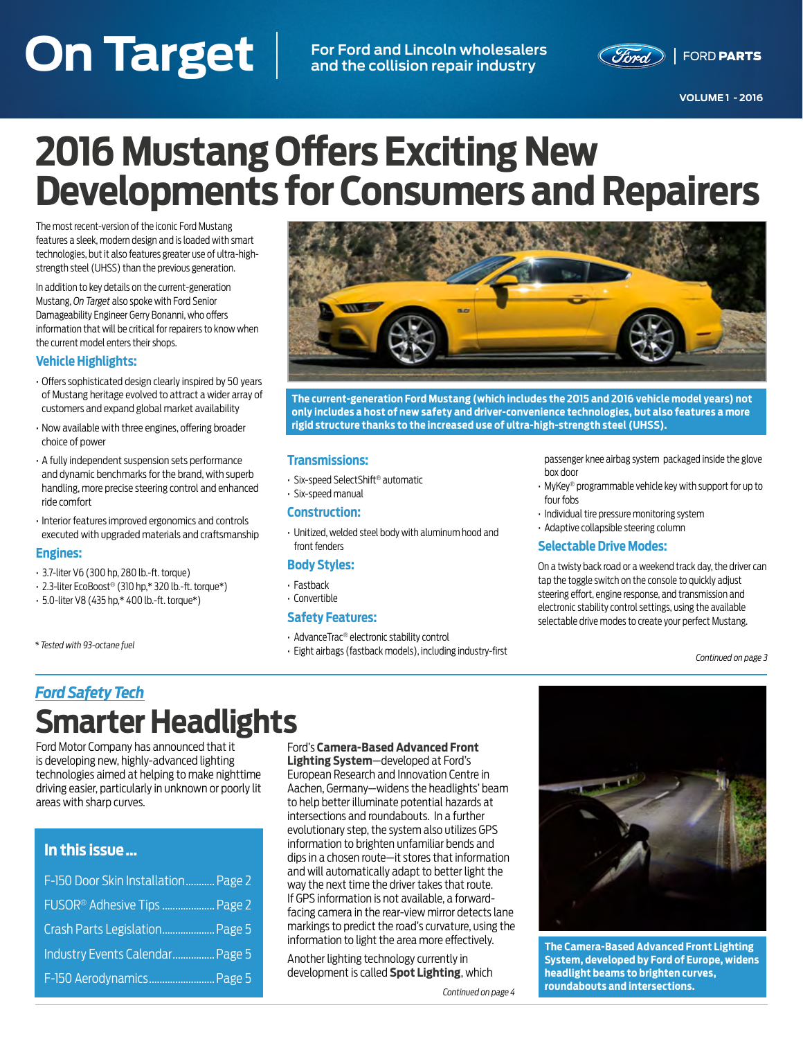# On Target

For Ford and Lincoln wholesalers and the collision repair industry

FORD PARTS

VOLUME 1 - 2016

# 2016 Mustang Offers Exciting New Developments for Consumers and Repairers

The most recent-version of the iconic Ford Mustang features a sleek, modern design and is loaded with smart technologies, but it also features greater use of ultra-high-strength steel (UHSS) than the previous generation.

In addition to key details on the current-generation Mustang, *On Target* also spoke with Ford Senior Damageability Engineer Gerry Bonanni, who offers information that will be critical for repairers to know when the current model enters their shops.

The current-generation Ford Mustang (which includes the 2015 and 2016 vehicle model years) not only includes a host of new safety and driver-convenience technologies, but also features a more rigid structure thanks to the increased use of ultra-high-strength steel (UHSS).

### Vehicle Highlights:

- Offers sophisticated design clearly inspired by 50 years of Mustang heritage evolved to attract a wider array of customers and expand global market availability
- Now available with three engines, offering broader choice of power
- A fully independent suspension sets performance and dynamic benchmarks for the brand, with superb handling, more precise steering control and enhanced ride comfort
- Interior features improved ergonomics and controls executed with upgraded materials and craftsmanship

### Engines:

- 3.7-liter V6 (300 hp, 280 lb.-ft. torque)
- 2.3-liter EcoBoost® (310 hp,* 320 lb.-ft. torque*)
- 5.0-liter V8 (435 hp,* 400 lb.-ft. torque*)

*\* Tested with 93-octane fuel*

### Transmissions:

- Six-speed SelectShift® automatic
- Six-speed manual

### Construction:

- Unitized, welded steel body with aluminum hood and front fenders

### Body Styles:

- Fastback
- Convertible

### Safety Features:

- AdvanceTrac® electronic stability control
- Eight airbags (fastback models), including industry-first passenger knee airbag system packaged inside the glove box door
- MyKey® programmable vehicle key with support for up to four fobs
- Individual tire pressure monitoring system
- Adaptive collapsible steering column

### Selectable Drive Modes:

On a twisty back road or a weekend track day, the driver can tap the toggle switch on the console to quickly adjust steering effort, engine response, and transmission and electronic stability control settings, using the available selectable drive modes to create your perfect Mustang.

*Continued on page 3*

---

*Ford Safety Tech*

# Smarter Headlights

Ford Motor Company has announced that it is developing new, highly-advanced lighting technologies aimed at helping to make nighttime driving easier, particularly in unknown or poorly lit areas with sharp curves.

### In this issue...

- F-150 Door Skin Installation........... Page 2
- FUSOR® Adhesive Tips .................... Page 2
- Crash Parts Legislation.................... Page 5
- Industry Events Calendar................ Page 5
- F-150 Aerodynamics......................... Page 5

Ford's **Camera-Based Advanced Front Lighting System**—developed at Ford's European Research and Innovation Centre in Aachen, Germany—widens the headlights' beam to help better illuminate potential hazards at intersections and roundabouts. In a further evolutionary step, the system also utilizes GPS information to brighten unfamiliar bends and dips in a chosen route—it stores that information and will automatically adapt to better light the way the next time the driver takes that route. If GPS information is not available, a forward-facing camera in the rear-view mirror detects lane markings to predict the road's curvature, using the information to light the area more effectively.

Another lighting technology currently in development is called **Spot Lighting**, which

*Continued on page 4*

The Camera-Based Advanced Front Lighting System, developed by Ford of Europe, widens headlight beams to brighten curves, roundabouts and intersections.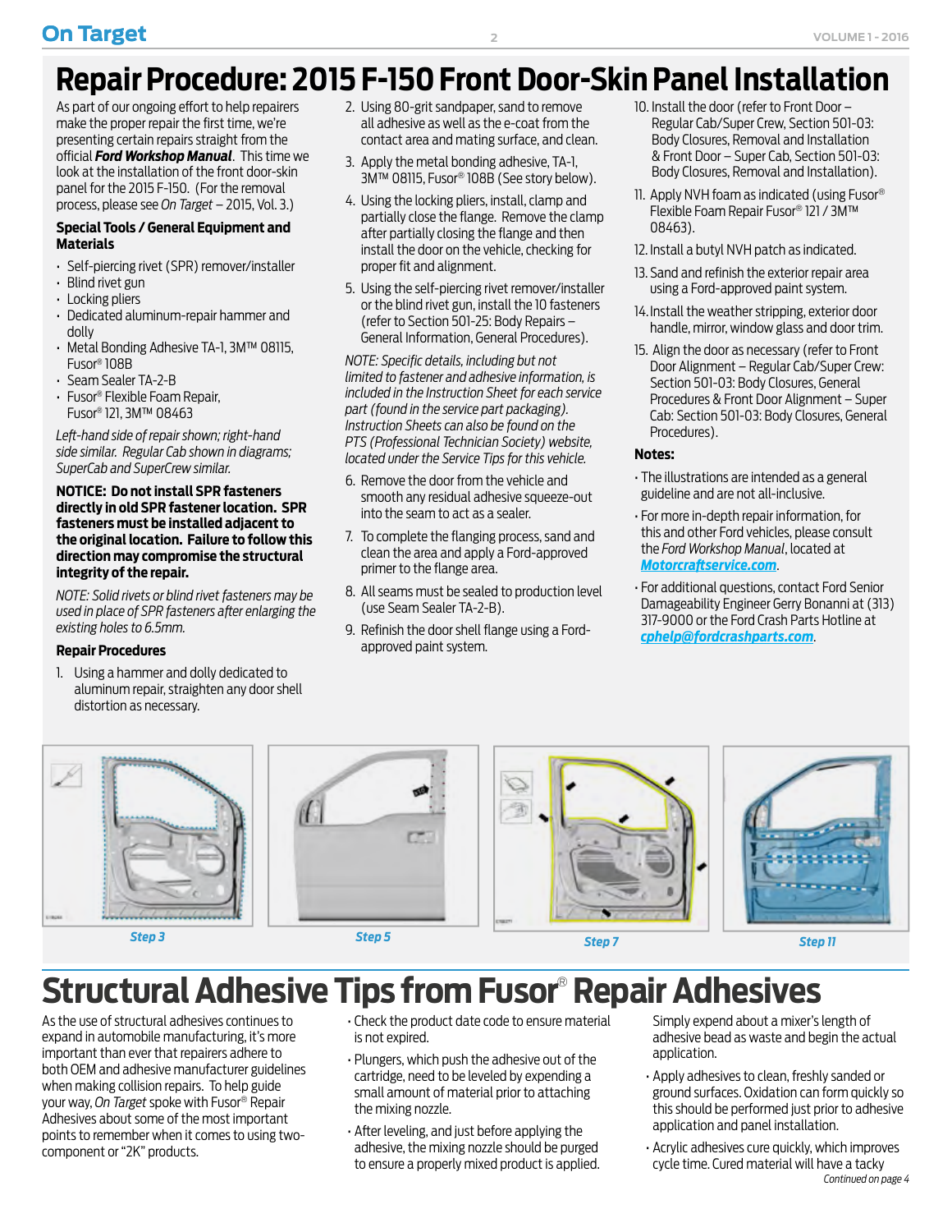# Repair Procedure: 2015 F-150 Front Door-Skin Panel Installation

As part of our ongoing effort to help repairers make the proper repair the first time, we're presenting certain repairs straight from the official ***Ford Workshop Manual***. This time we look at the installation of the front door-skin panel for the 2015 F-150. (For the removal process, please see *On Target* – 2015, Vol. 3.)

### Special Tools / General Equipment and Materials

- Self-piercing rivet (SPR) remover/installer
- Blind rivet gun
- Locking pliers
- Dedicated aluminum-repair hammer and dolly
- Metal Bonding Adhesive TA-1, 3M™ 08115, Fusor® 108B
- Seam Sealer TA-2-B
- Fusor® Flexible Foam Repair, Fusor® 121, 3M™ 08463

*Left-hand side of repair shown; right-hand side similar. Regular Cab shown in diagrams; SuperCab and SuperCrew similar.*

**NOTICE: Do not install SPR fasteners directly in old SPR fastener location. SPR fasteners must be installed adjacent to the original location. Failure to follow this direction may compromise the structural integrity of the repair.**

*NOTE: Solid rivets or blind rivet fasteners may be used in place of SPR fasteners after enlarging the existing holes to 6.5mm.*

### Repair Procedures

1. Using a hammer and dolly dedicated to aluminum repair, straighten any door shell distortion as necessary.
2. Using 80-grit sandpaper, sand to remove all adhesive as well as the e-coat from the contact area and mating surface, and clean.
3. Apply the metal bonding adhesive, TA-1, 3M™ 08115, Fusor® 108B (See story below).
4. Using the locking pliers, install, clamp and partially close the flange. Remove the clamp after partially closing the flange and then install the door on the vehicle, checking for proper fit and alignment.
5. Using the self-piercing rivet remover/installer or the blind rivet gun, install the 10 fasteners (refer to Section 501-25: Body Repairs – General Information, General Procedures).

*NOTE: Specific details, including but not limited to fastener and adhesive information, is included in the Instruction Sheet for each service part (found in the service part packaging). Instruction Sheets can also be found on the PTS (Professional Technician Society) website, located under the Service Tips for this vehicle.*

6. Remove the door from the vehicle and smooth any residual adhesive squeeze-out into the seam to act as a sealer.
7. To complete the flanging process, sand and clean the area and apply a Ford-approved primer to the flange area.
8. All seams must be sealed to production level (use Seam Sealer TA-2-B).
9. Refinish the door shell flange using a Ford-approved paint system.
10. Install the door (refer to Front Door – Regular Cab/Super Crew, Section 501-03: Body Closures, Removal and Installation & Front Door – Super Cab, Section 501-03: Body Closures, Removal and Installation).
11. Apply NVH foam as indicated (using Fusor® Flexible Foam Repair Fusor® 121 / 3M™ 08463).
12. Install a butyl NVH patch as indicated.
13. Sand and refinish the exterior repair area using a Ford-approved paint system.
14. Install the weather stripping, exterior door handle, mirror, window glass and door trim.
15. Align the door as necessary (refer to Front Door Alignment – Regular Cab/Super Crew: Section 501-03: Body Closures, General Procedures & Front Door Alignment – Super Cab: Section 501-03: Body Closures, General Procedures).

### Notes:

- The illustrations are intended as a general guideline and are not all-inclusive.
- For more in-depth repair information, for this and other Ford vehicles, please consult the *Ford Workshop Manual*, located at ***Motorcraftservice.com***.
- For additional questions, contact Ford Senior Damageability Engineer Gerry Bonanni at (313) 317-9000 or the Ford Crash Parts Hotline at ***cphelp@fordcrashparts.com***.

*Step 3*

*Step 5*

*Step 7*

*Step 11*

# Structural Adhesive Tips from Fusor® Repair Adhesives

As the use of structural adhesives continues to expand in automobile manufacturing, it's more important than ever that repairers adhere to both OEM and adhesive manufacturer guidelines when making collision repairs. To help guide your way, *On Target* spoke with Fusor® Repair Adhesives about some of the most important points to remember when it comes to using two-component or "2K" products.

- Check the product date code to ensure material is not expired.
- Plungers, which push the adhesive out of the cartridge, need to be leveled by expending a small amount of material prior to attaching the mixing nozzle.
- After leveling, and just before applying the adhesive, the mixing nozzle should be purged to ensure a properly mixed product is applied. Simply expend about a mixer's length of adhesive bead as waste and begin the actual application.
- Apply adhesives to clean, freshly sanded or ground surfaces. Oxidation can form quickly so this should be performed just prior to adhesive application and panel installation.
- Acrylic adhesives cure quickly, which improves cycle time. Cured material will have a tacky

*Continued on page 4*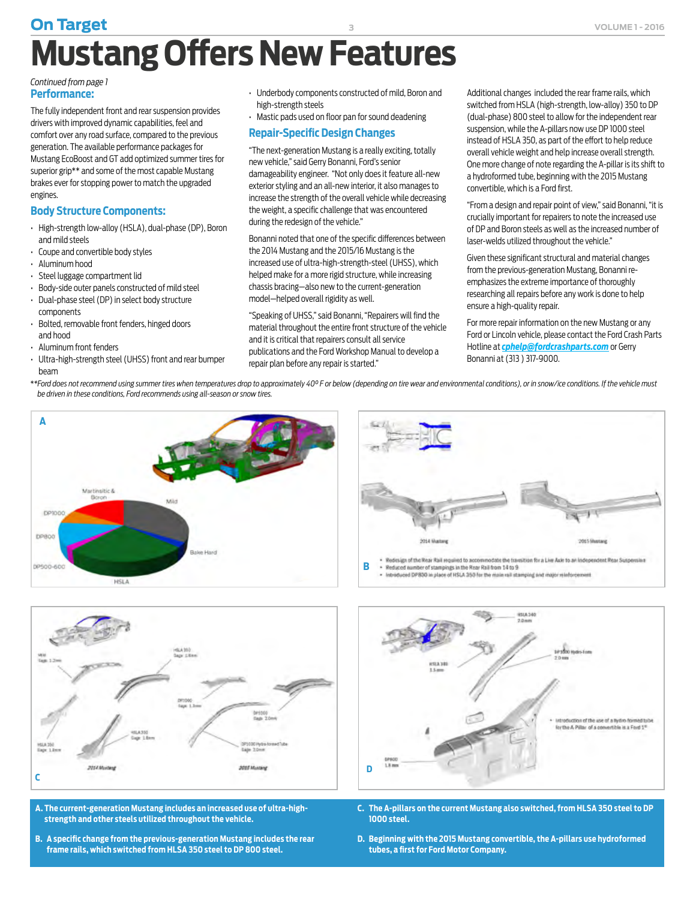# Mustang Offers New Features

*Continued from page 1*

## Performance:

The fully independent front and rear suspension provides drivers with improved dynamic capabilities, feel and comfort over any road surface, compared to the previous generation. The available performance packages for Mustang EcoBoost and GT add optimized summer tires for superior grip** and some of the most capable Mustang brakes ever for stopping power to match the upgraded engines.

## Body Structure Components:

- High-strength low-alloy (HSLA), dual-phase (DP), Boron and mild steels
- Coupe and convertible body styles
- Aluminum hood
- Steel luggage compartment lid
- Body-side outer panels constructed of mild steel
- Dual-phase steel (DP) in select body structure components
- Bolted, removable front fenders, hinged doors and hood
- Aluminum front fenders
- Ultra-high-strength steel (UHSS) front and rear bumper beam
- Underbody components constructed of mild, Boron and high-strength steels
- Mastic pads used on floor pan for sound deadening

## Repair-Specific Design Changes

"The next-generation Mustang is a really exciting, totally new vehicle," said Gerry Bonanni, Ford's senior damageability engineer. "Not only does it feature all-new exterior styling and an all-new interior, it also manages to increase the strength of the overall vehicle while decreasing the weight, a specific challenge that was encountered during the redesign of the vehicle."

Bonanni noted that one of the specific differences between the 2014 Mustang and the 2015/16 Mustang is the increased use of ultra-high-strength-steel (UHSS), which helped make for a more rigid structure, while increasing chassis bracing—also new to the current-generation model—helped overall rigidity as well.

"Speaking of UHSS," said Bonanni, "Repairers will find the material throughout the entire front structure of the vehicle and it is critical that repairers consult all service publications and the Ford Workshop Manual to develop a repair plan before any repair is started."

Additional changes included the rear frame rails, which switched from HSLA (high-strength, low-alloy) 350 to DP (dual-phase) 800 steel to allow for the independent rear suspension, while the A-pillars now use DP 1000 steel instead of HSLA 350, as part of the effort to help reduce overall vehicle weight and help increase overall strength. One more change of note regarding the A-pillar is its shift to a hydroformed tube, beginning with the 2015 Mustang convertible, which is a Ford first.

"From a design and repair point of view," said Bonanni, "it is crucially important for repairers to note the increased use of DP and Boron steels as well as the increased number of laser-welds utilized throughout the vehicle."

Given these significant structural and material changes from the previous-generation Mustang, Bonanni re-emphasizes the extreme importance of thoroughly researching all repairs before any work is done to help ensure a high-quality repair.

For more repair information on the new Mustang or any Ford or Lincoln vehicle, please contact the Ford Crash Parts Hotline at **[cphelp@fordcrashparts.com](mailto:cphelp@fordcrashparts.com)** or Gerry Bonanni at (313 ) 317-9000.

*\*\*Ford does not recommend using summer tires when temperatures drop to approximately 40° F or below (depending on tire wear and environmental conditions), or in snow/ice conditions. If the vehicle must be driven in these conditions, Ford recommends using all-season or snow tires.*

**A. The current-generation Mustang includes an increased use of ultra-high-strength and other steels utilized throughout the vehicle.**

**B. A specific change from the previous-generation Mustang includes the rear frame rails, which switched from HLSA 350 steel to DP 800 steel.**

**C. The A-pillars on the current Mustang also switched, from HLSA 350 steel to DP 1000 steel.**

**D. Beginning with the 2015 Mustang convertible, the A-pillars use hydroformed tubes, a first for Ford Motor Company.**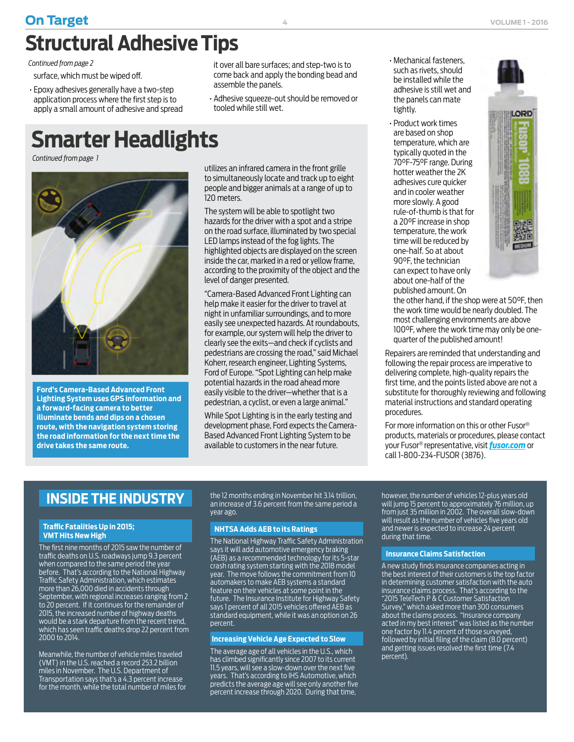# Structural Adhesive Tips

*Continued from page 2*

surface, which must be wiped off.

- Epoxy adhesives generally have a two-step application process where the first step is to apply a small amount of adhesive and spread it over all bare surfaces; and step-two is to come back and apply the bonding bead and assemble the panels.
- Adhesive squeeze-out should be removed or tooled while still wet.
- Mechanical fasteners, such as rivets, should be installed while the adhesive is still wet and the panels can mate tightly.
- Product work times are based on shop temperature, which are typically quoted in the 70ºF-75ºF range. During hotter weather the 2K adhesives cure quicker and in cooler weather more slowly. A good rule-of-thumb is that for a 20ºF increase in shop temperature, the work time will be reduced by one-half. So at about 90ºF, the technician can expect to have only about one-half of the published amount. On the other hand, if the shop were at 50ºF, then the work time would be nearly doubled. The most challenging environments are above 100ºF, where the work time may only be one-quarter of the published amount!

Repairers are reminded that understanding and following the repair process are imperative to delivering complete, high-quality repairs the first time, and the points listed above are not a substitute for thoroughly reviewing and following material instructions and standard operating procedures.

For more information on this or other Fusor® products, materials or procedures, please contact your Fusor® representative, visit ***fusor.com*** or call 1-800-234-FUSOR (3876).

# Smarter Headlights

*Continued from page 1*

**Ford's Camera-Based Advanced Front Lighting System uses GPS information and a forward-facing camera to better illuminate bends and dips on a chosen route, with the navigation system storing the road information for the next time the drive takes the same route.**

utilizes an infrared camera in the front grille to simultaneously locate and track up to eight people and bigger animals at a range of up to 120 meters.

The system will be able to spotlight two hazards for the driver with a spot and a stripe on the road surface, illuminated by two special LED lamps instead of the fog lights. The highlighted objects are displayed on the screen inside the car, marked in a red or yellow frame, according to the proximity of the object and the level of danger presented.

"Camera-Based Advanced Front Lighting can help make it easier for the driver to travel at night in unfamiliar surroundings, and to more easily see unexpected hazards. At roundabouts, for example, our system will help the driver to clearly see the exits—and check if cyclists and pedestrians are crossing the road," said Michael Koherr, research engineer, Lighting Systems, Ford of Europe. "Spot Lighting can help make potential hazards in the road ahead more easily visible to the driver—whether that is a pedestrian, a cyclist, or even a large animal."

While Spot Lighting is in the early testing and development phase, Ford expects the Camera-Based Advanced Front Lighting System to be available to customers in the near future.

# INSIDE THE INDUSTRY

### Traffic Fatalities Up in 2015; VMT Hits New High

The first nine months of 2015 saw the number of traffic deaths on U.S. roadways jump 9.3 percent when compared to the same period the year before. That's according to the National Highway Traffic Safety Administration, which estimates more than 26,000 died in accidents through September, with regional increases ranging from 2 to 20 percent. If it continues for the remainder of 2015, the increased number of highway deaths would be a stark departure from the recent trend, which has seen traffic deaths drop 22 percent from 2000 to 2014.

Meanwhile, the number of vehicle miles traveled (VMT) in the U.S. reached a record 253.2 billion miles in November. The U.S. Department of Transportation says that's a 4.3 percent increase for the month, while the total number of miles for the 12 months ending in November hit 3.14 trillion, an increase of 3.6 percent from the same period a year ago.

### NHTSA Adds AEB to its Ratings

The National Highway Traffic Safety Administration says it will add automotive emergency braking (AEB) as a recommended technology for its 5-star crash rating system starting with the 2018 model year. The move follows the commitment from 10 automakers to make AEB systems a standard feature on their vehicles at some point in the future. The Insurance Institute for Highway Safety says 1 percent of all 2015 vehicles offered AEB as standard equipment, while it was an option on 26 percent.

### Increasing Vehicle Age Expected to Slow

The average age of all vehicles in the U.S., which has climbed significantly since 2007 to its current 11.5 years, will see a slow-down over the next five years. That's according to IHS Automotive, which predicts the average age will see only another five percent increase through 2020. During that time, however, the number of vehicles 12-plus years old will jump 15 percent to approximately 76 million, up from just 35 million in 2002. The overall slow-down will result as the number of vehicles five years old and newer is expected to increase 24 percent during that time.

### Insurance Claims Satisfaction

A new study finds insurance companies acting in the best interest of their customers is the top factor in determining customer satisfaction with the auto insurance claims process. That's according to the "2015 TeleTech P & C Customer Satisfaction Survey," which asked more than 300 consumers about the claims process. "Insurance company acted in my best interest" was listed as the number one factor by 11.4 percent of those surveyed, followed by initial filing of the claim (8.0 percent) and getting issues resolved the first time (7.4 percent).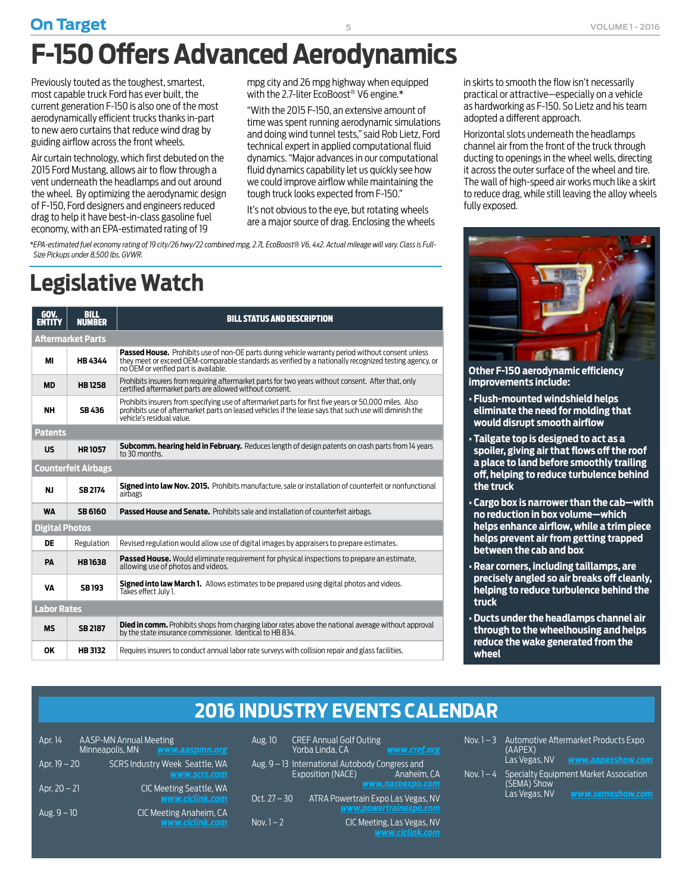# F-150 Offers Advanced Aerodynamics

Previously touted as the toughest, smartest, most capable truck Ford has ever built, the current generation F-150 is also one of the most aerodynamically efficient trucks thanks in-part to new aero curtains that reduce wind drag by guiding airflow across the front wheels.

Air curtain technology, which first debuted on the 2015 Ford Mustang, allows air to flow through a vent underneath the headlamps and out around the wheel. By optimizing the aerodynamic design of F-150, Ford designers and engineers reduced drag to help it have best-in-class gasoline fuel economy, with an EPA-estimated rating of 19 mpg city and 26 mpg highway when equipped with the 2.7-liter EcoBoost® V6 engine.*

"With the 2015 F-150, an extensive amount of time was spent running aerodynamic simulations and doing wind tunnel tests," said Rob Lietz, Ford technical expert in applied computational fluid dynamics. "Major advances in our computational fluid dynamics capability let us quickly see how we could improve airflow while maintaining the tough truck looks expected from F-150."

It's not obvious to the eye, but rotating wheels are a major source of drag. Enclosing the wheels in skirts to smooth the flow isn't necessarily practical or attractive—especially on a vehicle as hardworking as F-150. So Lietz and his team adopted a different approach.

Horizontal slots underneath the headlamps channel air from the front of the truck through ducting to openings in the wheel wells, directing it across the outer surface of the wheel and tire. The wall of high-speed air works much like a skirt to reduce drag, while still leaving the alloy wheels fully exposed.

*EPA-estimated fuel economy rating of 19 city/26 hwy/22 combined mpg, 2.7L EcoBoost® V6, 4x2. Actual mileage will vary. Class is Full-Size Pickups under 8,500 lbs. GVWR.*

**Other F-150 aerodynamic efficiency improvements include:**

- **Flush-mounted windshield helps eliminate the need for molding that would disrupt smooth airflow**
- **Tailgate top is designed to act as a spoiler, giving air that flows off the roof a place to land before smoothly trailing off, helping to reduce turbulence behind the truck**
- **Cargo box is narrower than the cab—with no reduction in box volume—which helps enhance airflow, while a trim piece helps prevent air from getting trapped between the cab and box**
- **Rear corners, including taillamps, are precisely angled so air breaks off cleanly, helping to reduce turbulence behind the truck**
- **Ducts under the headlamps channel air through to the wheelhousing and helps reduce the wake generated from the wheel**

# Legislative Watch

| GOV. ENTITY | BILL NUMBER | BILL STATUS AND DESCRIPTION |
|---|---|---|
| **Aftermarket Parts** | | |
| MI | HB 4344 | **Passed House.** Prohibits use of non-OE parts during vehicle warranty period without consent unless they meet or exceed OEM-comparable standards as verified by a nationally recognized testing agency, or no OEM or verified part is available. |
| MD | HB 1258 | Prohibits insurers from requiring aftermarket parts for two years without consent. After that, only certified aftermarket parts are allowed without consent. |
| NH | SB 436 | Prohibits insurers from specifying use of aftermarket parts for first five years or 50,000 miles. Also prohibits use of aftermarket parts on leased vehicles if the lease says that such use will diminish the vehicle's residual value. |
| **Patents** | | |
| US | HR 1057 | **Subcomm. hearing held in February.** Reduces length of design patents on crash parts from 14 years to 30 months. |
| **Counterfeit Airbags** | | |
| NJ | SB 2174 | **Signed into law Nov. 2015.** Prohibits manufacture, sale or installation of counterfeit or nonfunctional airbags |
| WA | SB 6160 | **Passed House and Senate.** Prohibits sale and installation of counterfeit airbags. |
| **Digital Photos** | | |
| DE | Regulation | Revised regulation would allow use of digital images by appraisers to prepare estimates. |
| PA | HB 1638 | **Passed House.** Would eliminate requirement for physical inspections to prepare an estimate, allowing use of photos and videos. |
| VA | SB 193 | **Signed into law March 1.** Allows estimates to be prepared using digital photos and videos. Takes effect July 1. |
| **Labor Rates** | | |
| MS | SB 2187 | **Died in comm.** Prohibits shops from charging labor rates above the national average without approval by the state insurance commissioner. Identical to HB 834. |
| OK | HB 3132 | Requires insurers to conduct annual labor rate surveys with collision repair and glass facilities. |

# 2016 INDUSTRY EVENTS CALENDAR

| Date | Event |
|---|---|
| Apr. 14 | AASP-MN Annual Meeting, Minneapolis, MN — www.aaspmn.org |
| Apr. 19 – 20 | SCRS Industry Week, Seattle, WA — www.scrs.com |
| Apr. 20 – 21 | CIC Meeting, Seattle, WA — www.ciclink.com |
| Aug. 9 – 10 | CIC Meeting, Anaheim, CA — www.ciclink.com |
| Aug. 10 | CREF Annual Golf Outing, Yorba Linda, CA — www.cref.org |
| Aug. 9 – 13 | International Autobody Congress and Exposition (NACE), Anaheim, CA — www.naceexpo.com |
| Oct. 27 – 30 | ATRA Powertrain Expo, Las Vegas, NV — www.powertrainexpo.com |
| Nov. 1 – 2 | CIC Meeting, Las Vegas, NV — www.ciclink.com |
| Nov. 1 – 3 | Automotive Aftermarket Products Expo (AAPEX), Las Vegas, NV — www.aapexshow.com |
| Nov. 1 – 4 | Specialty Equipment Market Association (SEMA) Show, Las Vegas, NV — www.semashow.com |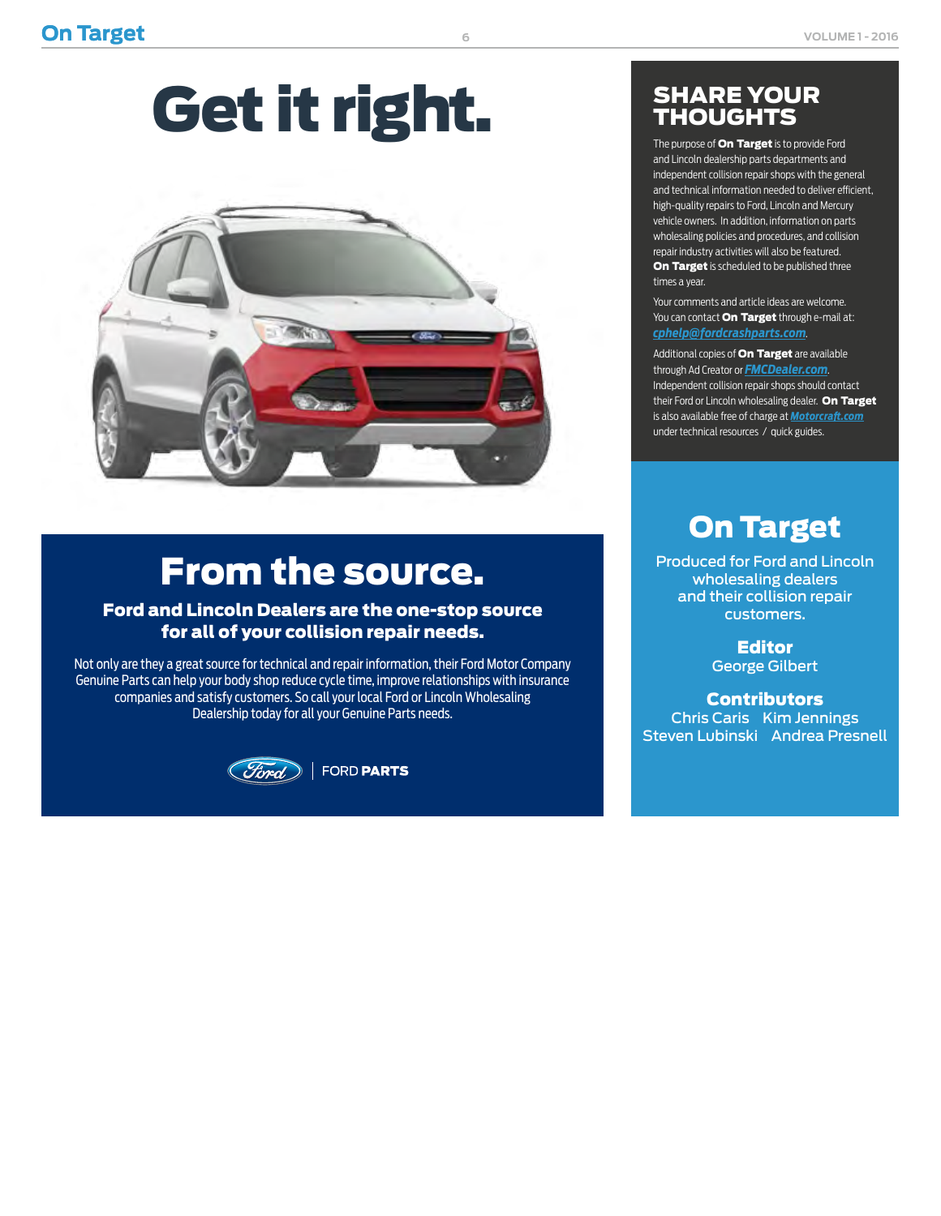# Get it right.

## From the source.

### Ford and Lincoln Dealers are the one-stop source for all of your collision repair needs.

Not only are they a great source for technical and repair information, their Ford Motor Company Genuine Parts can help your body shop reduce cycle time, improve relationships with insurance companies and satisfy customers. So call your local Ford or Lincoln Wholesaling Dealership today for all your Genuine Parts needs.

FORD **PARTS**

## SHARE YOUR THOUGHTS

The purpose of **On Target** is to provide Ford and Lincoln dealership parts departments and independent collision repair shops with the general and technical information needed to deliver efficient, high-quality repairs to Ford, Lincoln and Mercury vehicle owners. In addition, information on parts wholesaling policies and procedures, and collision repair industry activities will also be featured. **On Target** is scheduled to be published three times a year.

Your comments and article ideas are welcome. You can contact **On Target** through e-mail at: *cphelp@fordcrashparts.com*.

Additional copies of **On Target** are available through Ad Creator or *FMCDealer.com*. Independent collision repair shops should contact their Ford or Lincoln wholesaling dealer. **On Target** is also available free of charge at *Motorcraft.com* under technical resources / quick guides.

## On Target

Produced for Ford and Lincoln wholesaling dealers and their collision repair customers.

**Editor**
George Gilbert

**Contributors**
Chris Caris, Kim Jennings, Steven Lubinski, Andrea Presnell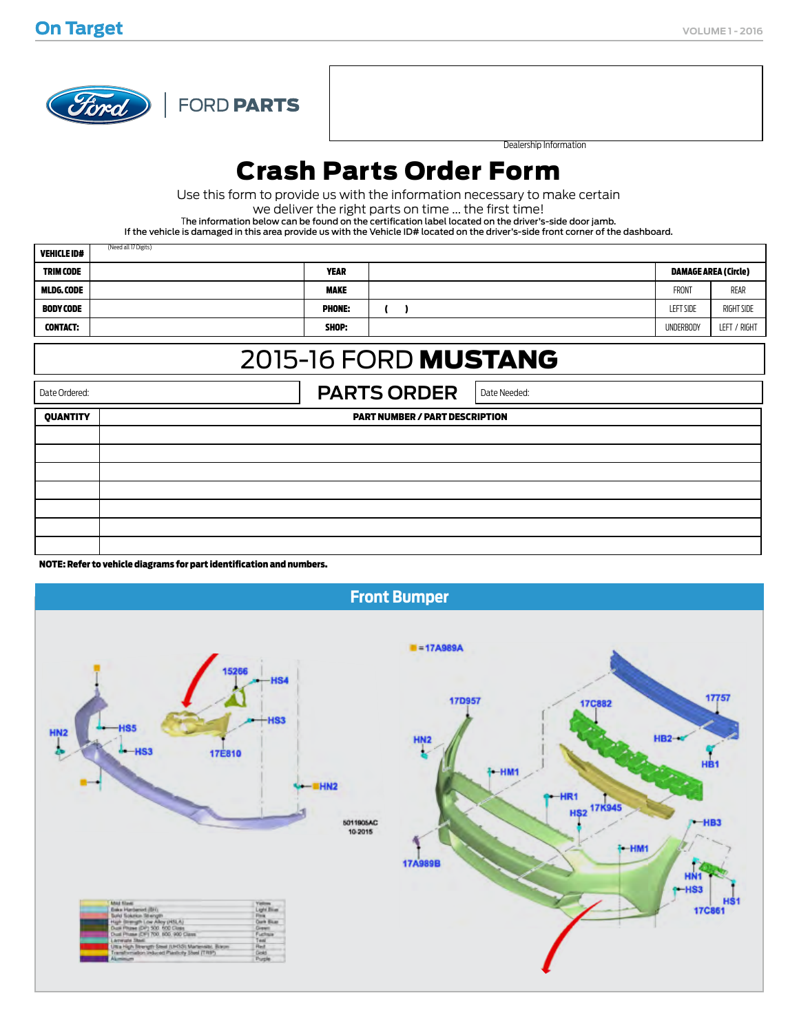# FORD PARTS

Dealership Information

# Crash Parts Order Form

Use this form to provide us with the information necessary to make certain we deliver the right parts on time ... the first time!

The information below can be found on the certification label located on the driver's-side door jamb.
If the vehicle is damaged in this area provide us with the Vehicle ID# located on the driver's-side front corner of the dashboard.

| **VEHICLE ID#** | (Need all 17 Digits) | | | | |
|---|---|---|---|---|---|
| **TRIM CODE** | | **YEAR** | | **DAMAGE AREA (Circle)** | |
| **MLDG. CODE** | | **MAKE** | | FRONT | REAR |
| **BODY CODE** | | **PHONE:** | (   ) | LEFT SIDE | RIGHT SIDE |
| **CONTACT:** | | **SHOP:** | | UNDERBODY | LEFT / RIGHT |

## 2015-16 FORD **MUSTANG**

Date Ordered: | **PARTS ORDER** | Date Needed:

| **QUANTITY** | **PART NUMBER / PART DESCRIPTION** |
|---|---|
| | |
| | |
| | |
| | |
| | |
| | |
| | |

**NOTE: Refer to vehicle diagrams for part identification and numbers.**

## Front Bumper

■ = 17A989A

15266, HS4, HS3, HS5, HN2, HS3, 17E810, HN2, 17D957, 17C882, 17757, HN2, HB2, HB1, HM1, HR1, HS2, 17K945, HB3, HM1, 17A989B, HN1, HS3, HS1, 17C861

5011905AC
10-2015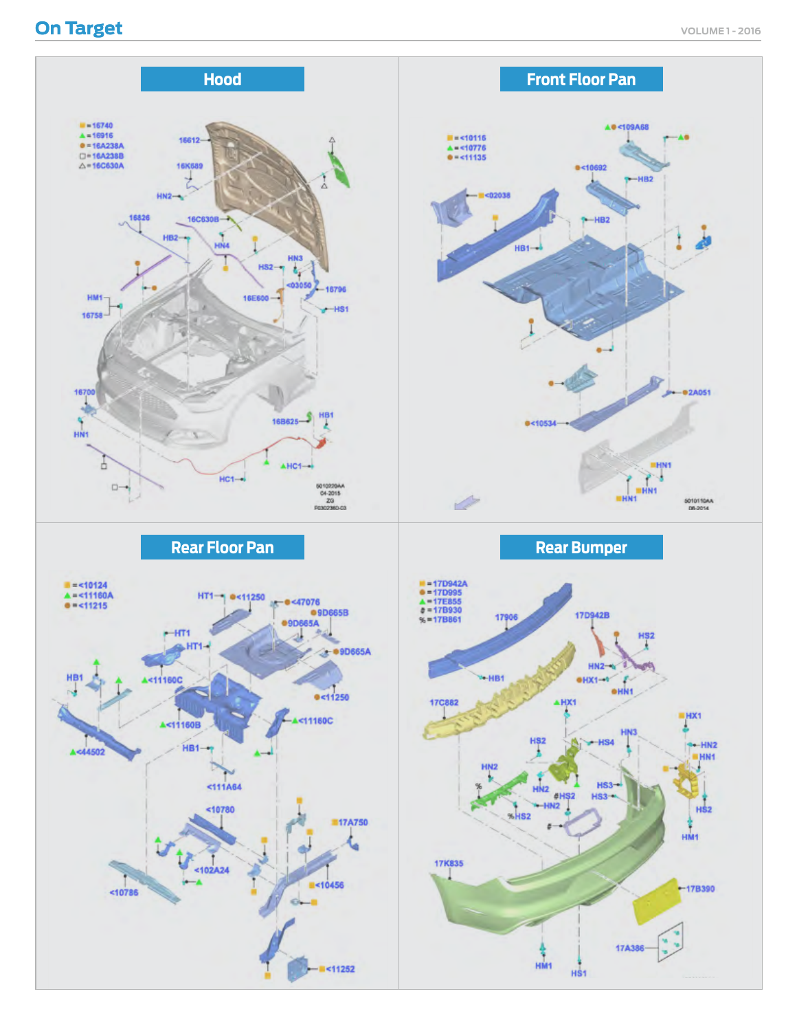## Hood

■ = 16740
▲ = 16916
● = 16A238A
□ = 16A238B
△ = 16C630A

16612
16K689
HN2
16826
16C630B
HB2
HN4
HN3
HS2
<03050
16796
HS1
16E600
HM1
16758
16700
HN1
16B625
HB1
HC1
HC1

5010220AA
04-2015
Z0
F0302380-03

## Front Floor Pan

■ = <10116
▲ = <10776
● = <11135

<109A68
<10692
HB2
<02038
HB2
HB1
2A051
<10534
HN1
HN1
HN1

5010110AA
06-2014

## Rear Floor Pan

■ = <10124
▲ = <11160A
● = <11215

HT1
<11250
<47076
9D665B
9D665A
HT1
HT1
9D665A
HB1
<11160C
<11250
<11160B
<11160C
<44502
HB1
<111A64
<10780
17A750
<102A24
<10786
<10456
<11252

## Rear Bumper

■ = 17D942A
● = 17D995
▲ = 17E855
# = 17B930
% = 17B861

17906
17D942B
HS2
HB1
HN2
HX1
HN1
17C882
HX1
HX1
HN2
HN1
HS2
HS4
HN3
HN2
HN2
#HS2
HN2
HS3
HS3
%HS2
HS2
HM1
17K835
17B390
17A386
HM1
HS1